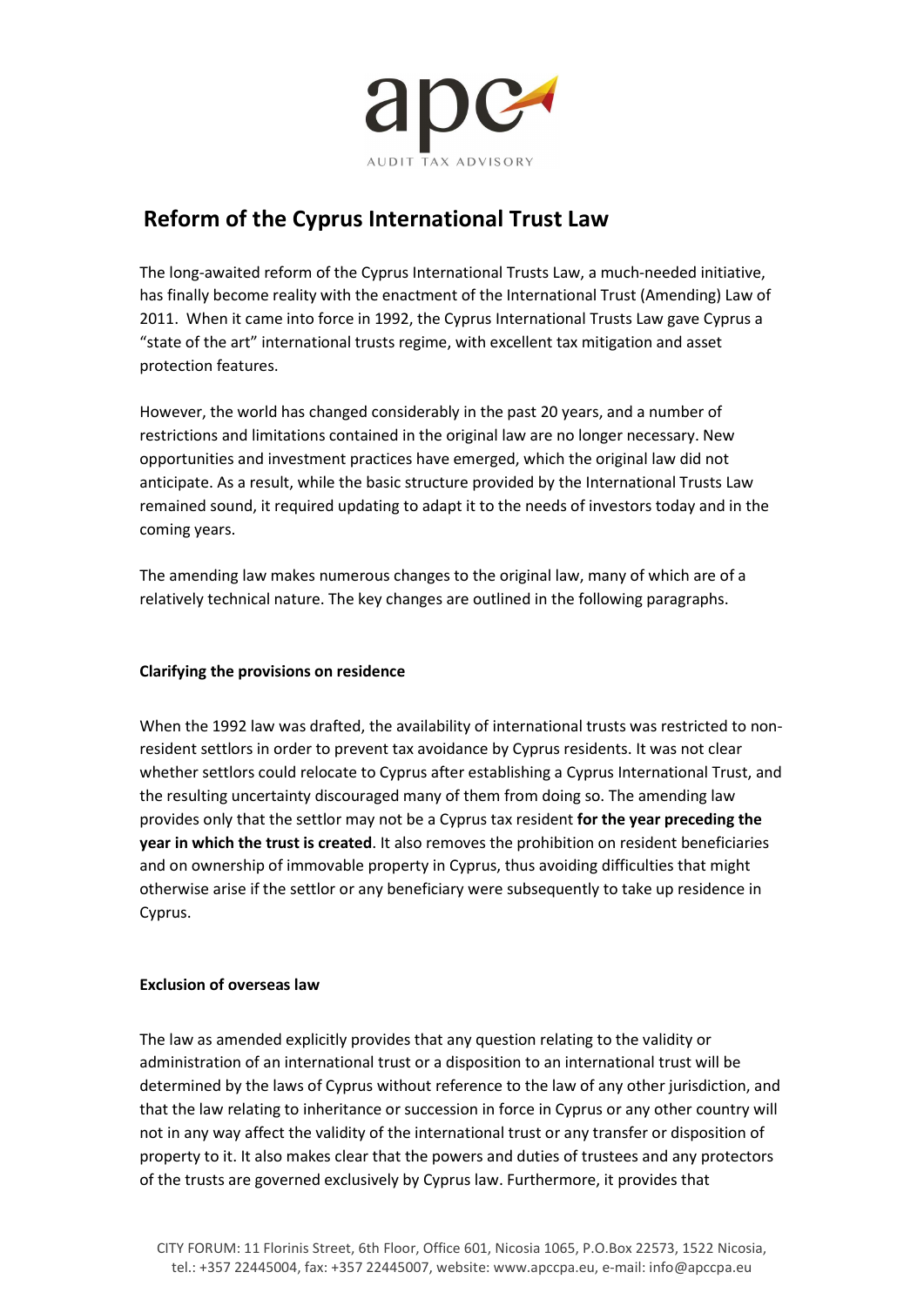# Reform of the Cyprus International Trust Law

The long-awaited reform of the Cyprus International Trusts Law, a much-needed initiative, has finally become reality with the enactment of the International Trust (Amending) Law of 2011. When it came into force in 1992, the Cyprus International Trusts Law gave Cyprus a "state of the art" international trusts regime, with excellent tax mitigation and asset protection features.

However, the world has changed considerably in the past 20 years, and a number of restrictions and limitations contained in the original law are no longer necessary. New opportunities and investment practices have emerged, which the original law did not anticipate. As a result, while the basic structure provided by the International Trusts Law remained sound, it required updating to adapt it to the needs of investors today and in the coming years.

The amending law makes numerous changes to the original law, many of which are of a relatively technical nature. The key changes are outlined in the following paragraphs.

**Clarifying the provisions on residence**

When the 1992 law was drafted, the availability of international trusts was restricted to non-resident settlors in order to prevent tax avoidance by Cyprus residents. It was not clear whether settlors could relocate to Cyprus after establishing a Cyprus International Trust, and the resulting uncertainty discouraged many of them from doing so. The amending law provides only that the settlor may not be a Cyprus tax resident **for the year preceding the year in which the trust is created**. It also removes the prohibition on resident beneficiaries and on ownership of immovable property in Cyprus, thus avoiding difficulties that might otherwise arise if the settlor or any beneficiary were subsequently to take up residence in Cyprus.

**Exclusion of overseas law**

The law as amended explicitly provides that any question relating to the validity or administration of an international trust or a disposition to an international trust will be determined by the laws of Cyprus without reference to the law of any other jurisdiction, and that the law relating to inheritance or succession in force in Cyprus or any other country will not in any way affect the validity of the international trust or any transfer or disposition of property to it. It also makes clear that the powers and duties of trustees and any protectors of the trusts are governed exclusively by Cyprus law. Furthermore, it provides that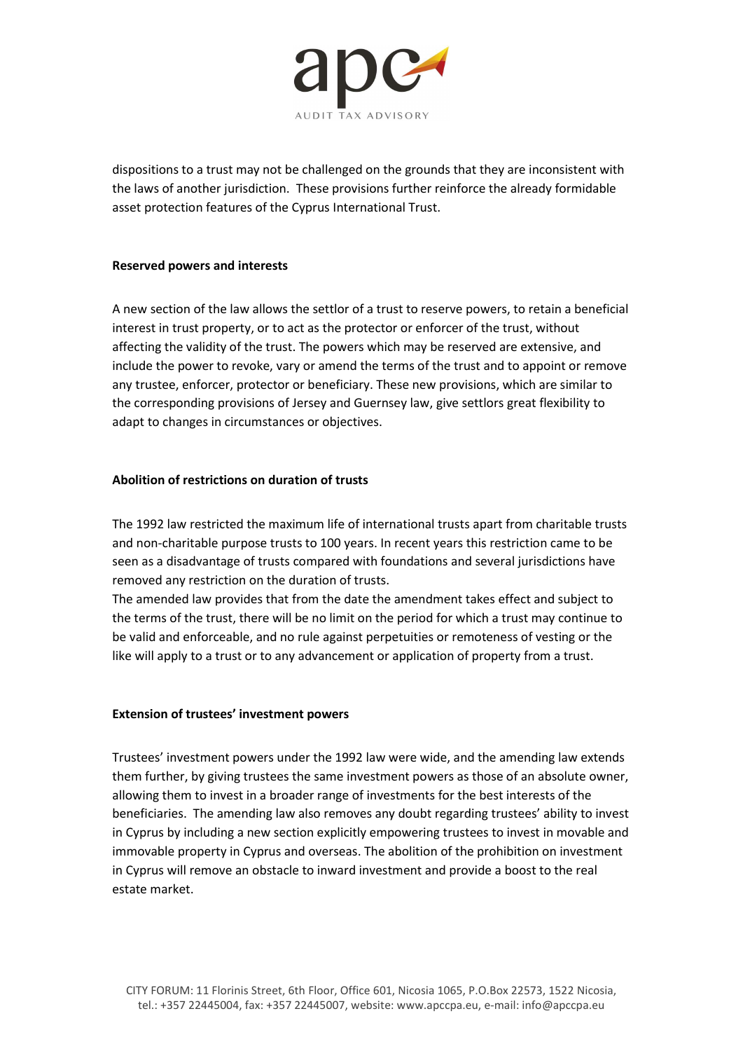dispositions to a trust may not be challenged on the grounds that they are inconsistent with the laws of another jurisdiction. These provisions further reinforce the already formidable asset protection features of the Cyprus International Trust.

**Reserved powers and interests**

A new section of the law allows the settlor of a trust to reserve powers, to retain a beneficial interest in trust property, or to act as the protector or enforcer of the trust, without affecting the validity of the trust. The powers which may be reserved are extensive, and include the power to revoke, vary or amend the terms of the trust and to appoint or remove any trustee, enforcer, protector or beneficiary. These new provisions, which are similar to the corresponding provisions of Jersey and Guernsey law, give settlors great flexibility to adapt to changes in circumstances or objectives.

**Abolition of restrictions on duration of trusts**

The 1992 law restricted the maximum life of international trusts apart from charitable trusts and non-charitable purpose trusts to 100 years. In recent years this restriction came to be seen as a disadvantage of trusts compared with foundations and several jurisdictions have removed any restriction on the duration of trusts.

The amended law provides that from the date the amendment takes effect and subject to the terms of the trust, there will be no limit on the period for which a trust may continue to be valid and enforceable, and no rule against perpetuities or remoteness of vesting or the like will apply to a trust or to any advancement or application of property from a trust.

**Extension of trustees' investment powers**

Trustees' investment powers under the 1992 law were wide, and the amending law extends them further, by giving trustees the same investment powers as those of an absolute owner, allowing them to invest in a broader range of investments for the best interests of the beneficiaries. The amending law also removes any doubt regarding trustees' ability to invest in Cyprus by including a new section explicitly empowering trustees to invest in movable and immovable property in Cyprus and overseas. The abolition of the prohibition on investment in Cyprus will remove an obstacle to inward investment and provide a boost to the real estate market.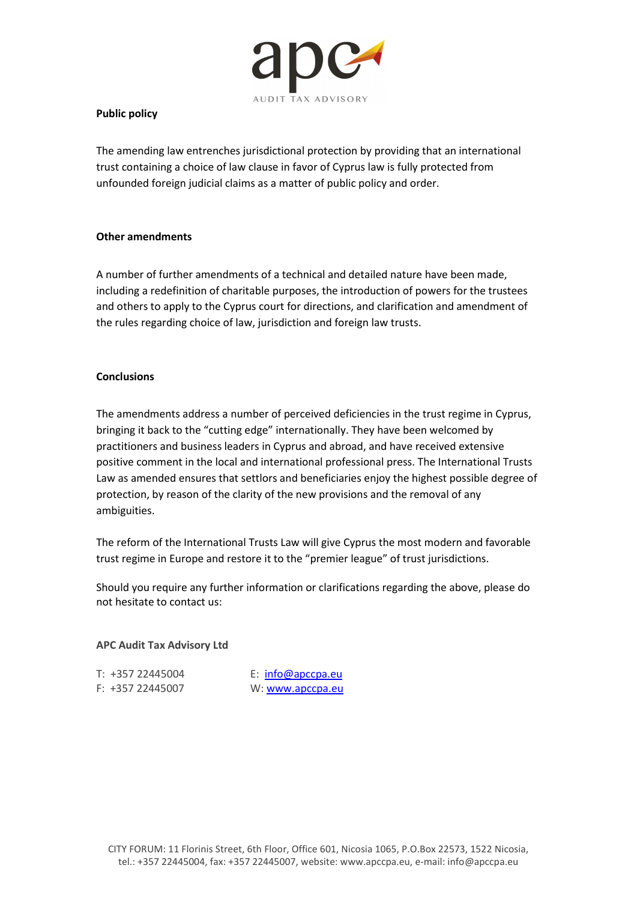**Public policy**

The amending law entrenches jurisdictional protection by providing that an international trust containing a choice of law clause in favor of Cyprus law is fully protected from unfounded foreign judicial claims as a matter of public policy and order.

**Other amendments**

A number of further amendments of a technical and detailed nature have been made, including a redefinition of charitable purposes, the introduction of powers for the trustees and others to apply to the Cyprus court for directions, and clarification and amendment of the rules regarding choice of law, jurisdiction and foreign law trusts.

**Conclusions**

The amendments address a number of perceived deficiencies in the trust regime in Cyprus, bringing it back to the "cutting edge" internationally. They have been welcomed by practitioners and business leaders in Cyprus and abroad, and have received extensive positive comment in the local and international professional press. The International Trusts Law as amended ensures that settlors and beneficiaries enjoy the highest possible degree of protection, by reason of the clarity of the new provisions and the removal of any ambiguities.

The reform of the International Trusts Law will give Cyprus the most modern and favorable trust regime in Europe and restore it to the "premier league" of trust jurisdictions.

Should you require any further information or clarifications regarding the above, please do not hesitate to contact us:

**APC Audit Tax Advisory Ltd**

T: +357 22445004
F: +357 22445007
E: info@apccpa.eu
W: www.apccpa.eu